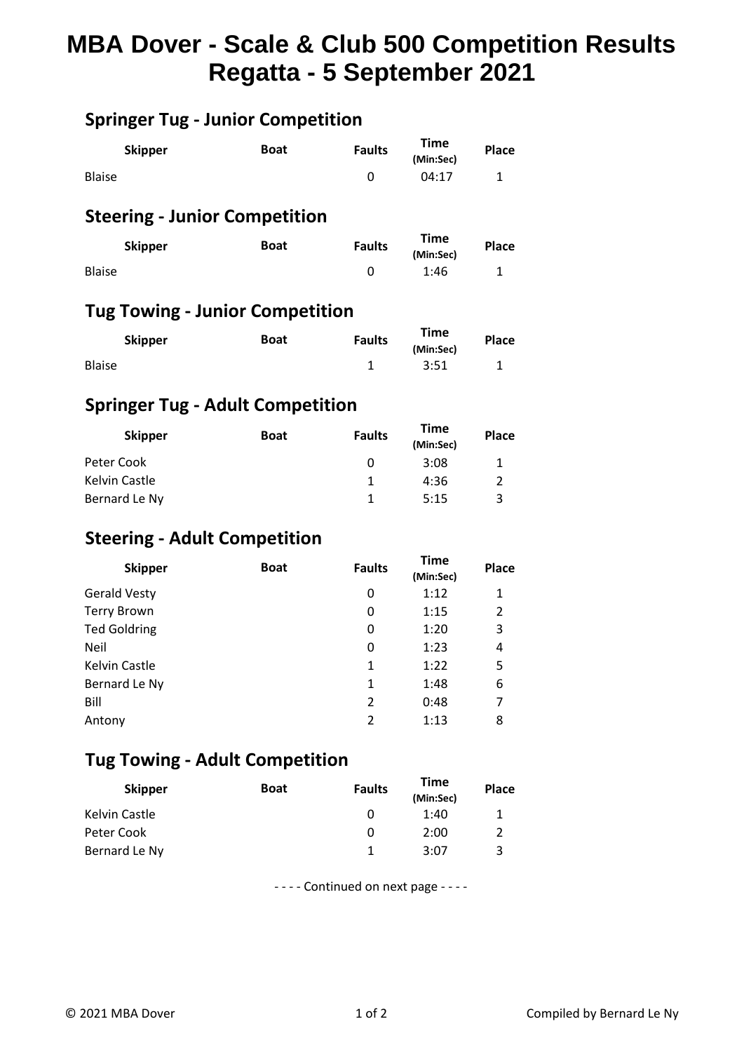# MBA Dover - Scale & Club 500 Competition Results
# Regatta - 5 September 2021

## Springer Tug - Junior Competition

| Skipper | Boat | Faults | Time (Min:Sec) | Place |
|---|---|---|---|---|
| Blaise | | 0 | 04:17 | 1 |

## Steering - Junior Competition

| Skipper | Boat | Faults | Time (Min:Sec) | Place |
|---|---|---|---|---|
| Blaise | | 0 | 1:46 | 1 |

## Tug Towing - Junior Competition

| Skipper | Boat | Faults | Time (Min:Sec) | Place |
|---|---|---|---|---|
| Blaise | | 1 | 3:51 | 1 |

## Springer Tug - Adult Competition

| Skipper | Boat | Faults | Time (Min:Sec) | Place |
|---|---|---|---|---|
| Peter Cook | | 0 | 3:08 | 1 |
| Kelvin Castle | | 1 | 4:36 | 2 |
| Bernard Le Ny | | 1 | 5:15 | 3 |

## Steering - Adult Competition

| Skipper | Boat | Faults | Time (Min:Sec) | Place |
|---|---|---|---|---|
| Gerald Vesty | | 0 | 1:12 | 1 |
| Terry Brown | | 0 | 1:15 | 2 |
| Ted Goldring | | 0 | 1:20 | 3 |
| Neil | | 0 | 1:23 | 4 |
| Kelvin Castle | | 1 | 1:22 | 5 |
| Bernard Le Ny | | 1 | 1:48 | 6 |
| Bill | | 2 | 0:48 | 7 |
| Antony | | 2 | 1:13 | 8 |

## Tug Towing - Adult Competition

| Skipper | Boat | Faults | Time (Min:Sec) | Place |
|---|---|---|---|---|
| Kelvin Castle | | 0 | 1:40 | 1 |
| Peter Cook | | 0 | 2:00 | 2 |
| Bernard Le Ny | | 1 | 3:07 | 3 |

- - - - Continued on next page - - - -

© 2021 MBA Dover

Compiled by Bernard Le Ny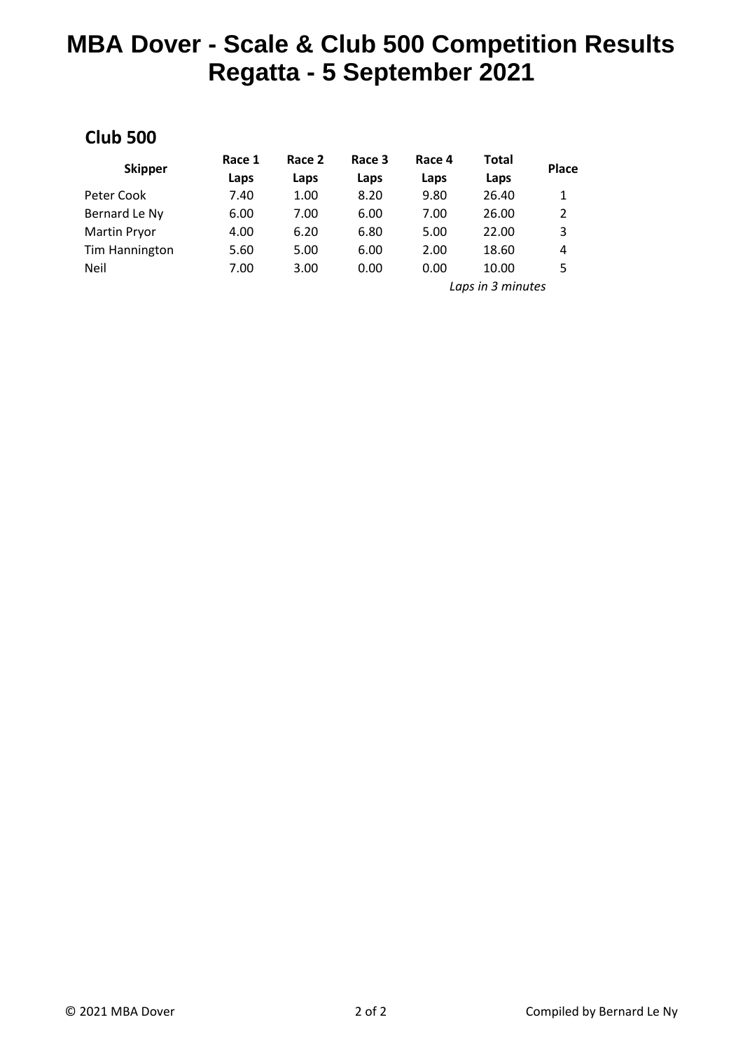# MBA Dover - Scale & Club 500 Competition Results
# Regatta - 5 September 2021

## Club 500

| Skipper | Race 1 Laps | Race 2 Laps | Race 3 Laps | Race 4 Laps | Total Laps | Place |
|---|---|---|---|---|---|---|
| Peter Cook | 7.40 | 1.00 | 8.20 | 9.80 | 26.40 | 1 |
| Bernard Le Ny | 6.00 | 7.00 | 6.00 | 7.00 | 26.00 | 2 |
| Martin Pryor | 4.00 | 6.20 | 6.80 | 5.00 | 22.00 | 3 |
| Tim Hannington | 5.60 | 5.00 | 6.00 | 2.00 | 18.60 | 4 |
| Neil | 7.00 | 3.00 | 0.00 | 0.00 | 10.00 | 5 |

*Laps in 3 minutes*

© 2021 MBA Dover

Compiled by Bernard Le Ny